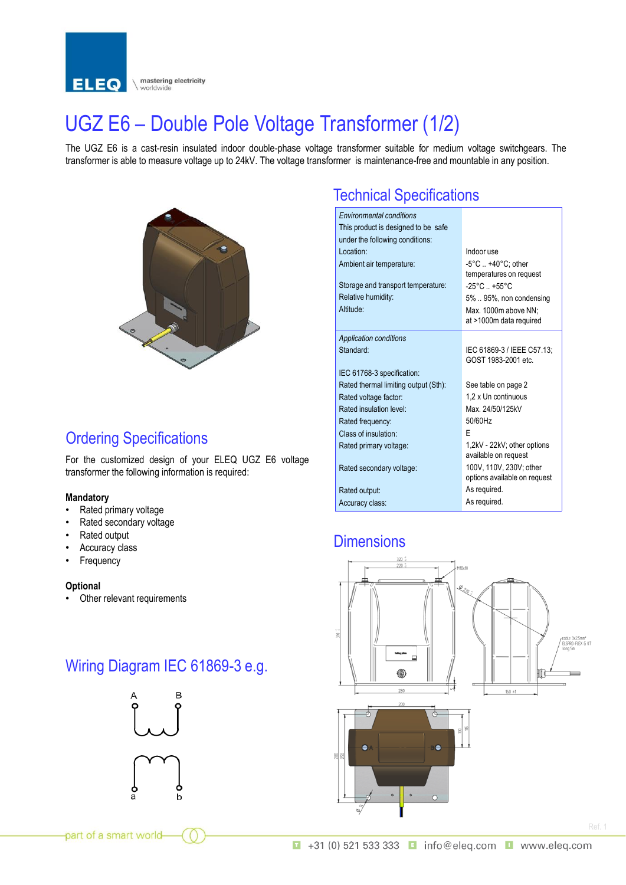# UGZ E6 – Double Pole Voltage Transformer (1/2)

The UGZ E6 is a cast-resin insulated indoor double-phase voltage transformer suitable for medium voltage switchgears. The transformer is able to measure voltage up to 24kV. The voltage transformer is maintenance-free and mountable in any position.

## Technical Specifications

| | |
|---|---|
| *Environmental conditions* | |
| This product is designed to be safe under the following conditions: | |
| Location: | Indoor use |
| Ambient air temperature: | -5°C .. +40°C; other temperatures on request |
| Storage and transport temperature: | -25°C .. +55°C |
| Relative humidity: | 5% .. 95%, non condensing |
| Altitude: | Max. 1000m above NN; at >1000m data required |
| *Application conditions* | |
| Standard: | IEC 61869-3 / IEEE C57.13; GOST 1983-2001 etc. |
| IEC 61768-3 specification: | |
| Rated thermal limiting output (Sth): | See table on page 2 |
| Rated voltage factor: | 1,2 x Un continuous |
| Rated insulation level: | Max. 24/50/125kV |
| Rated frequency: | 50/60Hz |
| Class of insulation: | E |
| Rated primary voltage: | 1,2kV - 22kV; other options available on request |
| Rated secondary voltage: | 100V, 110V, 230V; other options available on request |
| Rated output: | As required. |
| Accuracy class: | As required. |

## Ordering Specifications

For the customized design of your ELEQ UGZ E6 voltage transformer the following information is required:

**Mandatory**

- Rated primary voltage
- Rated secondary voltage
- Rated output
- Accuracy class
- Frequency

**Optional**

- Other relevant requirements

## Dimensions

## Wiring Diagram IEC 61869-3 e.g.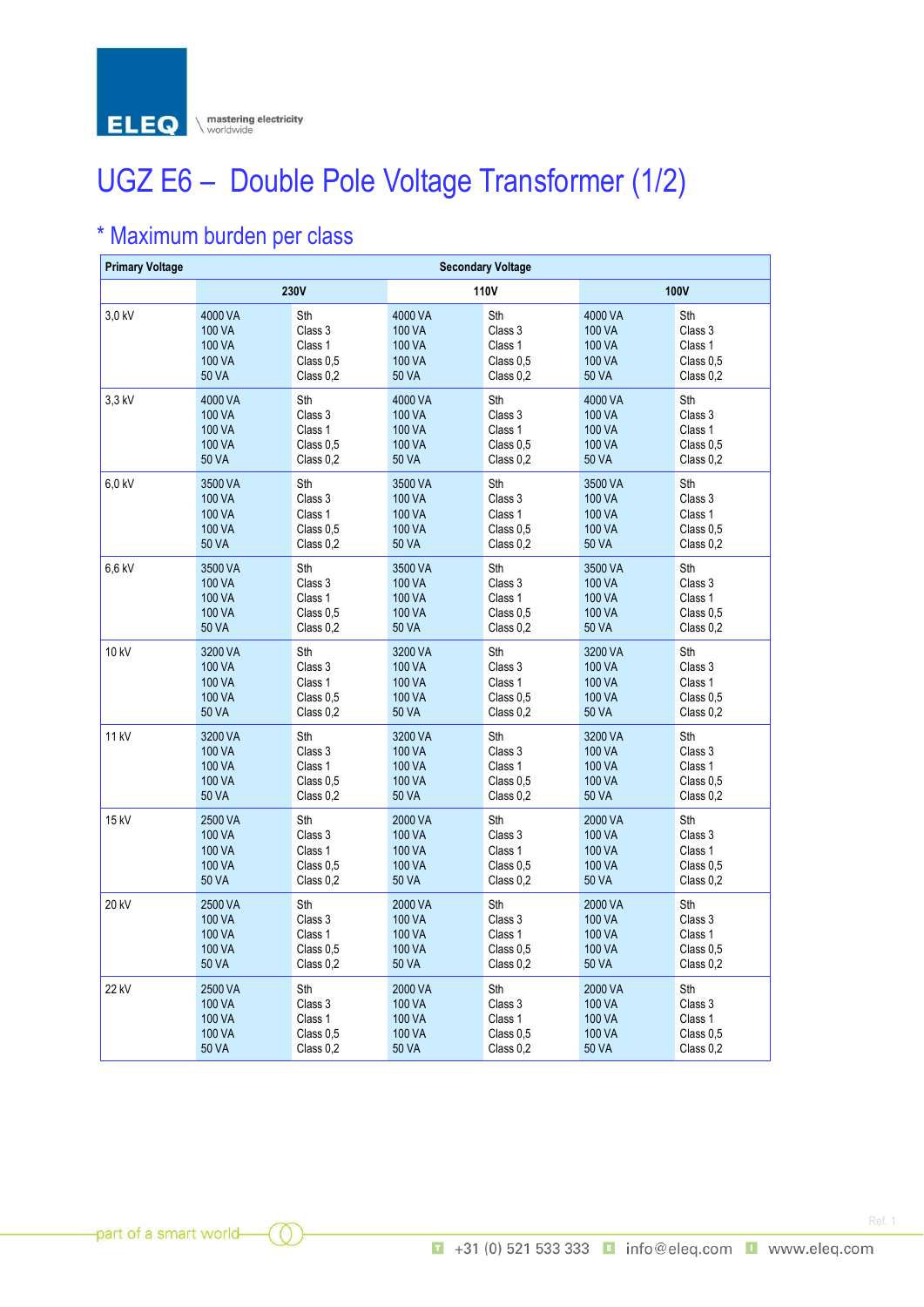# UGZ E6 – Double Pole Voltage Transformer (1/2)

## * Maximum burden per class

| Primary Voltage | Secondary Voltage | | | | | |
|---|---|---|---|---|---|---|
| | 230V | | 110V | | 100V | |
| 3,0 kV | 4000 VA<br>100 VA<br>100 VA<br>100 VA<br>50 VA | Sth<br>Class 3<br>Class 1<br>Class 0,5<br>Class 0,2 | 4000 VA<br>100 VA<br>100 VA<br>100 VA<br>50 VA | Sth<br>Class 3<br>Class 1<br>Class 0,5<br>Class 0,2 | 4000 VA<br>100 VA<br>100 VA<br>100 VA<br>50 VA | Sth<br>Class 3<br>Class 1<br>Class 0,5<br>Class 0,2 |
| 3,3 kV | 4000 VA<br>100 VA<br>100 VA<br>100 VA<br>50 VA | Sth<br>Class 3<br>Class 1<br>Class 0,5<br>Class 0,2 | 4000 VA<br>100 VA<br>100 VA<br>100 VA<br>50 VA | Sth<br>Class 3<br>Class 1<br>Class 0,5<br>Class 0,2 | 4000 VA<br>100 VA<br>100 VA<br>100 VA<br>50 VA | Sth<br>Class 3<br>Class 1<br>Class 0,5<br>Class 0,2 |
| 6,0 kV | 3500 VA<br>100 VA<br>100 VA<br>100 VA<br>50 VA | Sth<br>Class 3<br>Class 1<br>Class 0,5<br>Class 0,2 | 3500 VA<br>100 VA<br>100 VA<br>100 VA<br>50 VA | Sth<br>Class 3<br>Class 1<br>Class 0,5<br>Class 0,2 | 3500 VA<br>100 VA<br>100 VA<br>100 VA<br>50 VA | Sth<br>Class 3<br>Class 1<br>Class 0,5<br>Class 0,2 |
| 6,6 kV | 3500 VA<br>100 VA<br>100 VA<br>100 VA<br>50 VA | Sth<br>Class 3<br>Class 1<br>Class 0,5<br>Class 0,2 | 3500 VA<br>100 VA<br>100 VA<br>100 VA<br>50 VA | Sth<br>Class 3<br>Class 1<br>Class 0,5<br>Class 0,2 | 3500 VA<br>100 VA<br>100 VA<br>100 VA<br>50 VA | Sth<br>Class 3<br>Class 1<br>Class 0,5<br>Class 0,2 |
| 10 kV | 3200 VA<br>100 VA<br>100 VA<br>100 VA<br>50 VA | Sth<br>Class 3<br>Class 1<br>Class 0,5<br>Class 0,2 | 3200 VA<br>100 VA<br>100 VA<br>100 VA<br>50 VA | Sth<br>Class 3<br>Class 1<br>Class 0,5<br>Class 0,2 | 3200 VA<br>100 VA<br>100 VA<br>100 VA<br>50 VA | Sth<br>Class 3<br>Class 1<br>Class 0,5<br>Class 0,2 |
| 11 kV | 3200 VA<br>100 VA<br>100 VA<br>100 VA<br>50 VA | Sth<br>Class 3<br>Class 1<br>Class 0,5<br>Class 0,2 | 3200 VA<br>100 VA<br>100 VA<br>100 VA<br>50 VA | Sth<br>Class 3<br>Class 1<br>Class 0,5<br>Class 0,2 | 3200 VA<br>100 VA<br>100 VA<br>100 VA<br>50 VA | Sth<br>Class 3<br>Class 1<br>Class 0,5<br>Class 0,2 |
| 15 kV | 2500 VA<br>100 VA<br>100 VA<br>100 VA<br>50 VA | Sth<br>Class 3<br>Class 1<br>Class 0,5<br>Class 0,2 | 2000 VA<br>100 VA<br>100 VA<br>100 VA<br>50 VA | Sth<br>Class 3<br>Class 1<br>Class 0,5<br>Class 0,2 | 2000 VA<br>100 VA<br>100 VA<br>100 VA<br>50 VA | Sth<br>Class 3<br>Class 1<br>Class 0,5<br>Class 0,2 |
| 20 kV | 2500 VA<br>100 VA<br>100 VA<br>100 VA<br>50 VA | Sth<br>Class 3<br>Class 1<br>Class 0,5<br>Class 0,2 | 2000 VA<br>100 VA<br>100 VA<br>100 VA<br>50 VA | Sth<br>Class 3<br>Class 1<br>Class 0,5<br>Class 0,2 | 2000 VA<br>100 VA<br>100 VA<br>100 VA<br>50 VA | Sth<br>Class 3<br>Class 1<br>Class 0,5<br>Class 0,2 |
| 22 kV | 2500 VA<br>100 VA<br>100 VA<br>100 VA<br>50 VA | Sth<br>Class 3<br>Class 1<br>Class 0,5<br>Class 0,2 | 2000 VA<br>100 VA<br>100 VA<br>100 VA<br>50 VA | Sth<br>Class 3<br>Class 1<br>Class 0,5<br>Class 0,2 | 2000 VA<br>100 VA<br>100 VA<br>100 VA<br>50 VA | Sth<br>Class 3<br>Class 1<br>Class 0,5<br>Class 0,2 |

part of a smart world

+31 (0) 521 533 333 info@eleq.com www.eleq.com